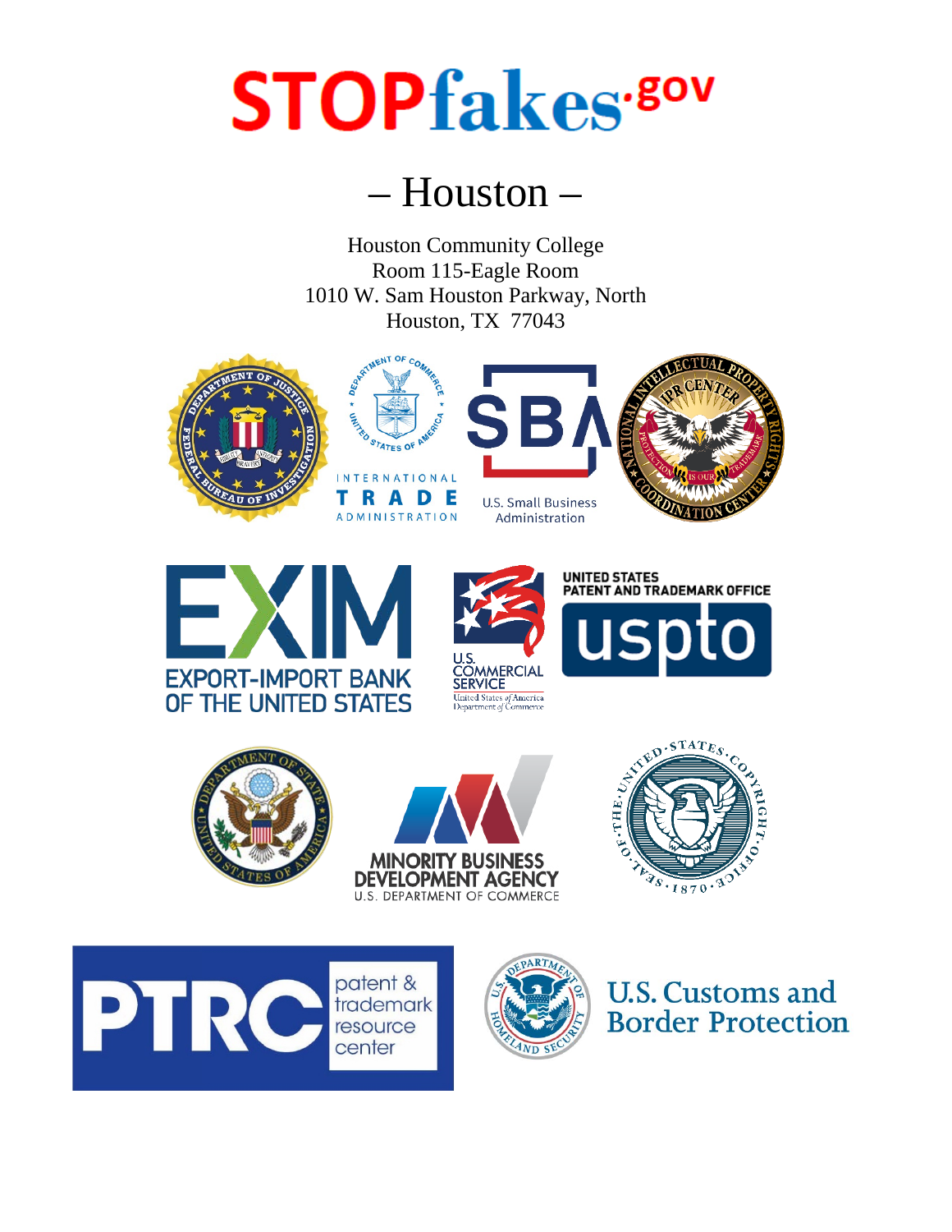# STOPfakes.gov

## – Houston –

Houston Community College
Room 115-Eagle Room
1010 W. Sam Houston Parkway, North
Houston, TX 77043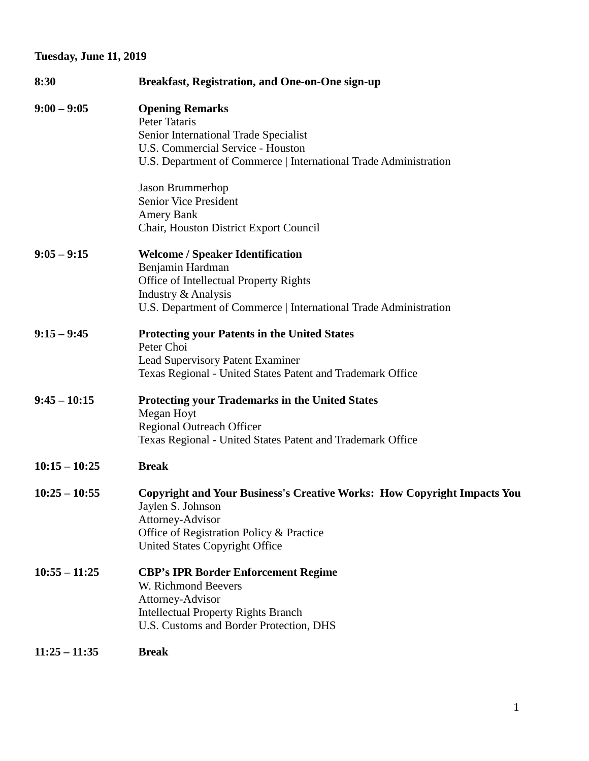**Tuesday, June 11, 2019**

| | |
|---|---|
| **8:30** | **Breakfast, Registration, and One-on-One sign-up** |
| **9:00 – 9:05** | **Opening Remarks**<br>Peter Tataris<br>Senior International Trade Specialist<br>U.S. Commercial Service - Houston<br>U.S. Department of Commerce \| International Trade Administration<br><br>Jason Brummerhop<br>Senior Vice President<br>Amery Bank<br>Chair, Houston District Export Council |
| **9:05 – 9:15** | **Welcome / Speaker Identification**<br>Benjamin Hardman<br>Office of Intellectual Property Rights<br>Industry & Analysis<br>U.S. Department of Commerce \| International Trade Administration |
| **9:15 – 9:45** | **Protecting your Patents in the United States**<br>Peter Choi<br>Lead Supervisory Patent Examiner<br>Texas Regional - United States Patent and Trademark Office |
| **9:45 – 10:15** | **Protecting your Trademarks in the United States**<br>Megan Hoyt<br>Regional Outreach Officer<br>Texas Regional - United States Patent and Trademark Office |
| **10:15 – 10:25** | **Break** |
| **10:25 – 10:55** | **Copyright and Your Business's Creative Works: How Copyright Impacts You**<br>Jaylen S. Johnson<br>Attorney-Advisor<br>Office of Registration Policy & Practice<br>United States Copyright Office |
| **10:55 – 11:25** | **CBP's IPR Border Enforcement Regime**<br>W. Richmond Beevers<br>Attorney-Advisor<br>Intellectual Property Rights Branch<br>U.S. Customs and Border Protection, DHS |
| **11:25 – 11:35** | **Break** |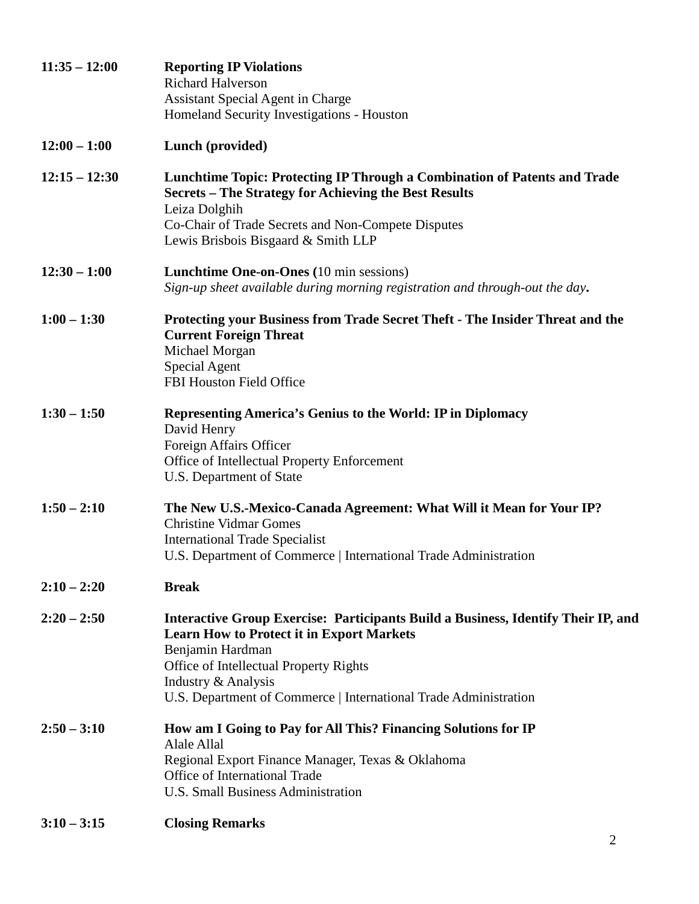**11:35 – 12:00** **Reporting IP Violations**
Richard Halverson
Assistant Special Agent in Charge
Homeland Security Investigations - Houston

**12:00 – 1:00** **Lunch (provided)**

**12:15 – 12:30** **Lunchtime Topic: Protecting IP Through a Combination of Patents and Trade Secrets – The Strategy for Achieving the Best Results**
Leiza Dolghih
Co-Chair of Trade Secrets and Non-Compete Disputes
Lewis Brisbois Bisgaard & Smith LLP

**12:30 – 1:00** **Lunchtime One-on-Ones (**10 min sessions)
*Sign-up sheet available during morning registration and through-out the day***.**

**1:00 – 1:30** **Protecting your Business from Trade Secret Theft - The Insider Threat and the Current Foreign Threat**
Michael Morgan
Special Agent
FBI Houston Field Office

**1:30 – 1:50** **Representing America's Genius to the World: IP in Diplomacy**
David Henry
Foreign Affairs Officer
Office of Intellectual Property Enforcement
U.S. Department of State

**1:50 – 2:10** **The New U.S.-Mexico-Canada Agreement: What Will it Mean for Your IP?**
Christine Vidmar Gomes
International Trade Specialist
U.S. Department of Commerce | International Trade Administration

**2:10 – 2:20** **Break**

**2:20 – 2:50** **Interactive Group Exercise: Participants Build a Business, Identify Their IP, and Learn How to Protect it in Export Markets**
Benjamin Hardman
Office of Intellectual Property Rights
Industry & Analysis
U.S. Department of Commerce | International Trade Administration

**2:50 – 3:10** **How am I Going to Pay for All This? Financing Solutions for IP**
Alale Allal
Regional Export Finance Manager, Texas & Oklahoma
Office of International Trade
U.S. Small Business Administration

**3:10 – 3:15** **Closing Remarks**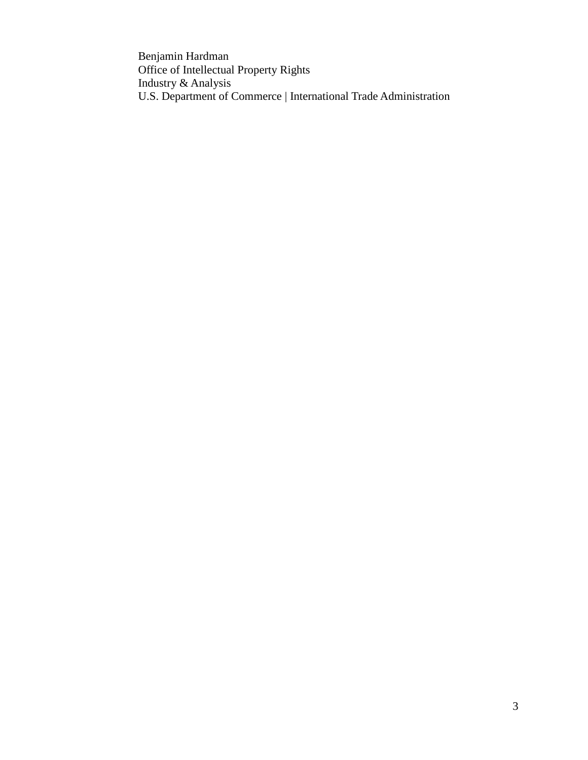Benjamin Hardman
Office of Intellectual Property Rights
Industry & Analysis
U.S. Department of Commerce | International Trade Administration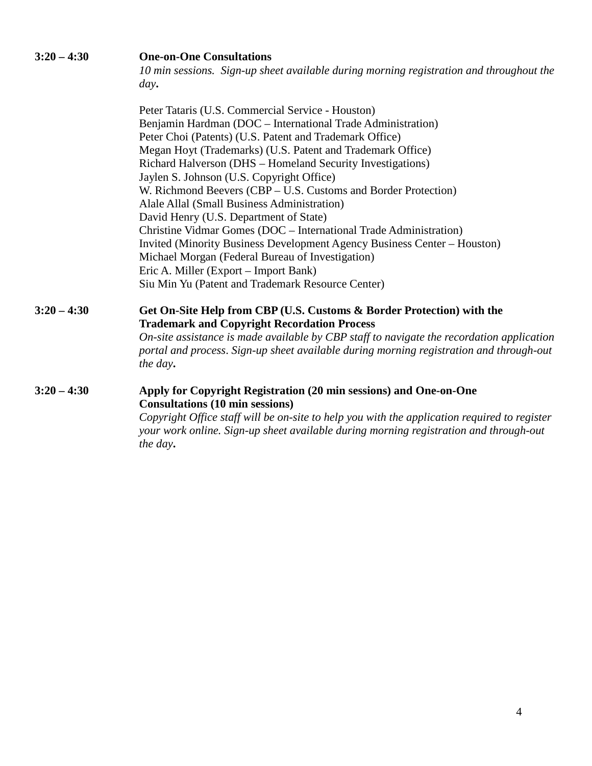**3:20 – 4:30** **One-on-One Consultations**

*10 min sessions. Sign-up sheet available during morning registration and throughout the day***.**

Peter Tataris (U.S. Commercial Service - Houston)
Benjamin Hardman (DOC – International Trade Administration)
Peter Choi (Patents) (U.S. Patent and Trademark Office)
Megan Hoyt (Trademarks) (U.S. Patent and Trademark Office)
Richard Halverson (DHS – Homeland Security Investigations)
Jaylen S. Johnson (U.S. Copyright Office)
W. Richmond Beevers (CBP – U.S. Customs and Border Protection)
Alale Allal (Small Business Administration)
David Henry (U.S. Department of State)
Christine Vidmar Gomes (DOC – International Trade Administration)
Invited (Minority Business Development Agency Business Center – Houston)
Michael Morgan (Federal Bureau of Investigation)
Eric A. Miller (Export – Import Bank)
Siu Min Yu (Patent and Trademark Resource Center)

**3:20 – 4:30** **Get On-Site Help from CBP (U.S. Customs & Border Protection) with the Trademark and Copyright Recordation Process**

*On-site assistance is made available by CBP staff to navigate the recordation application portal and process. Sign-up sheet available during morning registration and through-out the day***.**

**3:20 – 4:30** **Apply for Copyright Registration (20 min sessions) and One-on-One Consultations (10 min sessions)**

*Copyright Office staff will be on-site to help you with the application required to register your work online. Sign-up sheet available during morning registration and through-out the day***.**